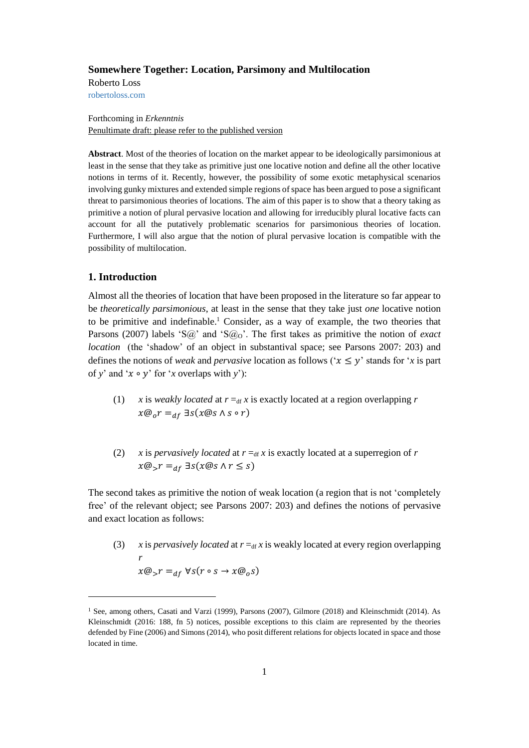## Somewhere Together: Location, Parsimony and Multilocation

Roberto Loss
robertoloss.com

Forthcoming in *Erkenntnis*
Penultimate draft: please refer to the published version

**Abstract**. Most of the theories of location on the market appear to be ideologically parsimonious at least in the sense that they take as primitive just one locative notion and define all the other locative notions in terms of it. Recently, however, the possibility of some exotic metaphysical scenarios involving gunky mixtures and extended simple regions of space has been argued to pose a significant threat to parsimonious theories of locations. The aim of this paper is to show that a theory taking as primitive a notion of plural pervasive location and allowing for irreducibly plural locative facts can account for all the putatively problematic scenarios for parsimonious theories of location. Furthermore, I will also argue that the notion of plural pervasive location is compatible with the possibility of multilocation.

### 1. Introduction

Almost all the theories of location that have been proposed in the literature so far appear to be *theoretically parsimonious*, at least in the sense that they take just *one* locative notion to be primitive and indefinable.[1] Consider, as a way of example, the two theories that Parsons (2007) labels 'S@' and 'S@$_O$'. The first takes as primitive the notion of *exact location* (the 'shadow' of an object in substantival space; see Parsons 2007: 203) and defines the notions of *weak* and *pervasive* location as follows ('$x \leq y$' stands for '*x* is part of *y*' and '$x \circ y$' for '*x* overlaps with *y*'):

(1) *x* is *weakly located* at *r* $=_{df}$ *x* is exactly located at a region overlapping *r*
$$x@_o r =_{df} \exists s(x@s \wedge s \circ r)$$

(2) *x* is *pervasively located* at *r* $=_{df}$ *x* is exactly located at a superregion of *r*
$$x@_> r =_{df} \exists s(x@s \wedge r \leq s)$$

The second takes as primitive the notion of weak location (a region that is not 'completely free' of the relevant object; see Parsons 2007: 203) and defines the notions of pervasive and exact location as follows:

(3) *x* is *pervasively located* at *r* $=_{df}$ *x* is weakly located at every region overlapping *r*
$$x@_> r =_{df} \forall s(r \circ s \rightarrow x@_o s)$$

---

[1] See, among others, Casati and Varzi (1999), Parsons (2007), Gilmore (2018) and Kleinschmidt (2014). As Kleinschmidt (2016: 188, fn 5) notices, possible exceptions to this claim are represented by the theories defended by Fine (2006) and Simons (2014), who posit different relations for objects located in space and those located in time.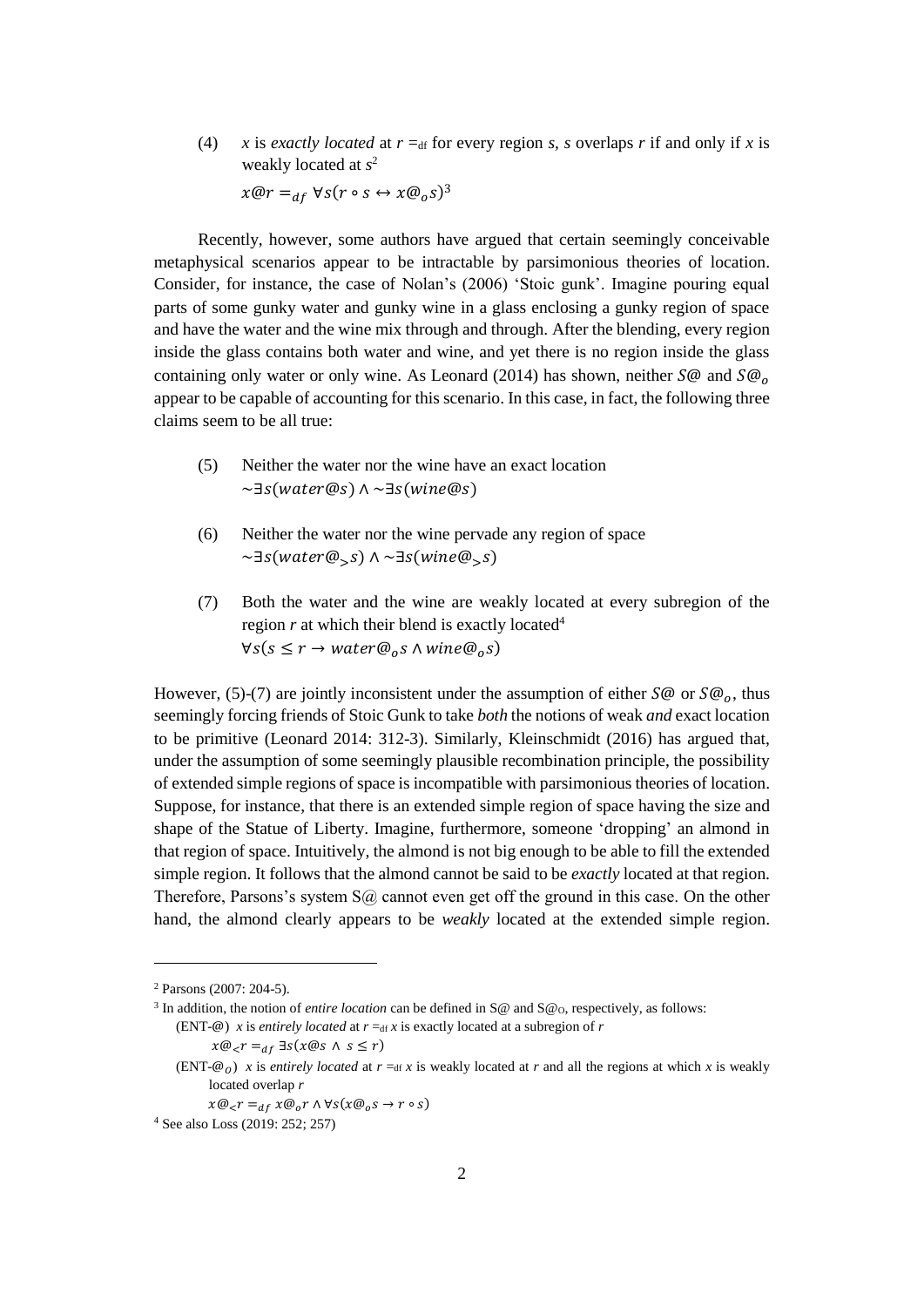(4) *x* is *exactly located* at $r =_{df}$ for every region *s*, *s* overlaps *r* if and only if *x* is weakly located at *s*[2]

$$x@r =_{df} \forall s(r \circ s \leftrightarrow x@_o s)$$ [3]

Recently, however, some authors have argued that certain seemingly conceivable metaphysical scenarios appear to be intractable by parsimonious theories of location. Consider, for instance, the case of Nolan's (2006) 'Stoic gunk'. Imagine pouring equal parts of some gunky water and gunky wine in a glass enclosing a gunky region of space and have the water and the wine mix through and through. After the blending, every region inside the glass contains both water and wine, and yet there is no region inside the glass containing only water or only wine. As Leonard (2014) has shown, neither $S@$ and $S@_o$ appear to be capable of accounting for this scenario. In this case, in fact, the following three claims seem to be all true:

(5) Neither the water nor the wine have an exact location

$$\sim\exists s(water@s) \land \sim\exists s(wine@s)$$

(6) Neither the water nor the wine pervade any region of space

$$\sim\exists s(water@_> s) \land \sim\exists s(wine@_> s)$$

(7) Both the water and the wine are weakly located at every subregion of the region *r* at which their blend is exactly located[4]

$$\forall s(s \leq r \rightarrow water@_o s \land wine@_o s)$$

However, (5)-(7) are jointly inconsistent under the assumption of either $S@$ or $S@_o$, thus seemingly forcing friends of Stoic Gunk to take *both* the notions of weak *and* exact location to be primitive (Leonard 2014: 312-3). Similarly, Kleinschmidt (2016) has argued that, under the assumption of some seemingly plausible recombination principle, the possibility of extended simple regions of space is incompatible with parsimonious theories of location. Suppose, for instance, that there is an extended simple region of space having the size and shape of the Statue of Liberty. Imagine, furthermore, someone 'dropping' an almond in that region of space. Intuitively, the almond is not big enough to be able to fill the extended simple region. It follows that the almond cannot be said to be *exactly* located at that region. Therefore, Parsons's system S@ cannot even get off the ground in this case. On the other hand, the almond clearly appears to be *weakly* located at the extended simple region.

---

[2] Parsons (2007: 204-5).

[3] In addition, the notion of *entire location* can be defined in S@ and $S@_O$, respectively, as follows:

(ENT-@) *x* is *entirely located* at $r =_{df}$ *x* is exactly located at a subregion of *r*

$$x@_< r =_{df} \exists s(x@s \land s \leq r)$$

(ENT-$@_O$) *x* is *entirely located* at $r =_{df}$ *x* is weakly located at *r* and all the regions at which *x* is weakly located overlap *r*

$$x@_< r =_{df} x@_o r \land \forall s(x@_o s \rightarrow r \circ s)$$

[4] See also Loss (2019: 252; 257)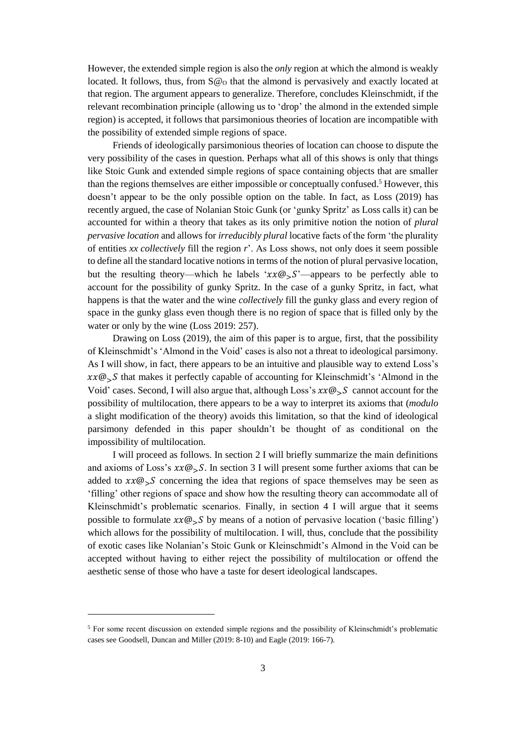However, the extended simple region is also the *only* region at which the almond is weakly located. It follows, thus, from $S@_O$ that the almond is pervasively and exactly located at that region. The argument appears to generalize. Therefore, concludes Kleinschmidt, if the relevant recombination principle (allowing us to 'drop' the almond in the extended simple region) is accepted, it follows that parsimonious theories of location are incompatible with the possibility of extended simple regions of space.

Friends of ideologically parsimonious theories of location can choose to dispute the very possibility of the cases in question. Perhaps what all of this shows is only that things like Stoic Gunk and extended simple regions of space containing objects that are smaller than the regions themselves are either impossible or conceptually confused.[5] However, this doesn't appear to be the only possible option on the table. In fact, as Loss (2019) has recently argued, the case of Nolanian Stoic Gunk (or 'gunky Spritz' as Loss calls it) can be accounted for within a theory that takes as its only primitive notion the notion of *plural pervasive location* and allows for *irreducibly plural* locative facts of the form 'the plurality of entities *xx collectively* fill the region *r*'. As Loss shows, not only does it seem possible to define all the standard locative notions in terms of the notion of plural pervasive location, but the resulting theory—which he labels '$xx@_{>}S$'—appears to be perfectly able to account for the possibility of gunky Spritz. In the case of a gunky Spritz, in fact, what happens is that the water and the wine *collectively* fill the gunky glass and every region of space in the gunky glass even though there is no region of space that is filled only by the water or only by the wine (Loss 2019: 257).

Drawing on Loss (2019), the aim of this paper is to argue, first, that the possibility of Kleinschmidt's 'Almond in the Void' cases is also not a threat to ideological parsimony. As I will show, in fact, there appears to be an intuitive and plausible way to extend Loss's $xx@_{>}S$ that makes it perfectly capable of accounting for Kleinschmidt's 'Almond in the Void' cases. Second, I will also argue that, although Loss's $xx@_{>}S$ cannot account for the possibility of multilocation, there appears to be a way to interpret its axioms that (*modulo* a slight modification of the theory) avoids this limitation, so that the kind of ideological parsimony defended in this paper shouldn't be thought of as conditional on the impossibility of multilocation.

I will proceed as follows. In section 2 I will briefly summarize the main definitions and axioms of Loss's $xx@_{>}S$. In section 3 I will present some further axioms that can be added to $xx@_{>}S$ concerning the idea that regions of space themselves may be seen as 'filling' other regions of space and show how the resulting theory can accommodate all of Kleinschmidt's problematic scenarios. Finally, in section 4 I will argue that it seems possible to formulate $xx@_{>}S$ by means of a notion of pervasive location ('basic filling') which allows for the possibility of multilocation. I will, thus, conclude that the possibility of exotic cases like Nolanian's Stoic Gunk or Kleinschmidt's Almond in the Void can be accepted without having to either reject the possibility of multilocation or offend the aesthetic sense of those who have a taste for desert ideological landscapes.

[5] For some recent discussion on extended simple regions and the possibility of Kleinschmidt's problematic cases see Goodsell, Duncan and Miller (2019: 8-10) and Eagle (2019: 166-7).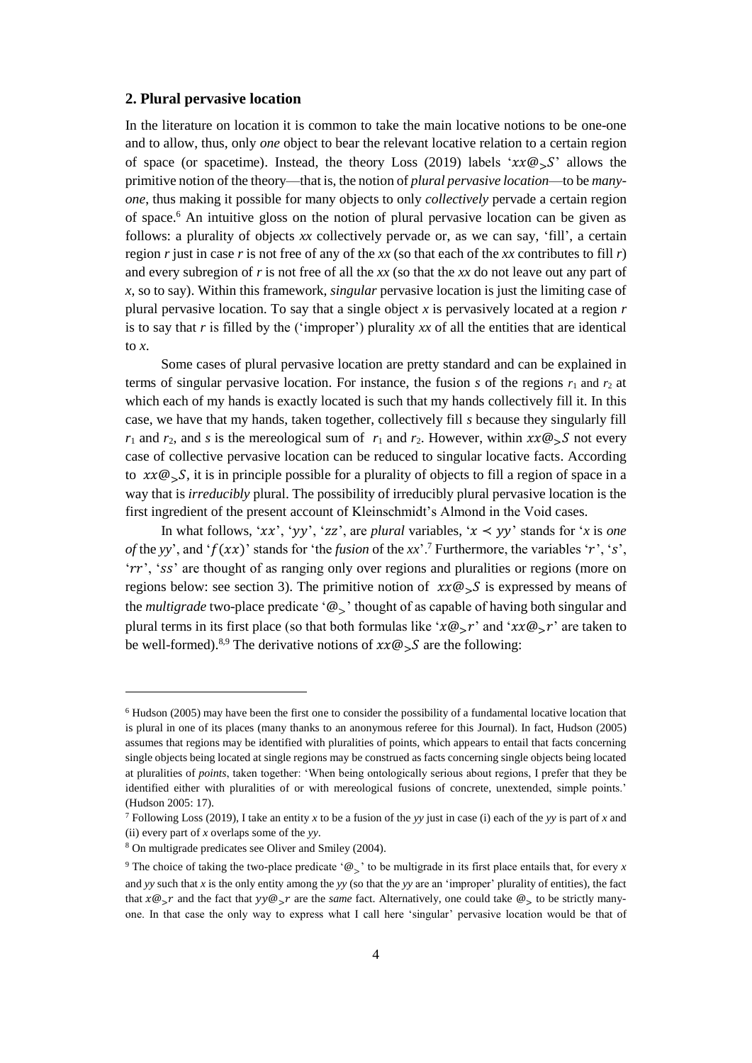## 2. Plural pervasive location

In the literature on location it is common to take the main locative notions to be one-one and to allow, thus, only *one* object to bear the relevant locative relation to a certain region of space (or spacetime). Instead, the theory Loss (2019) labels '$xx@_{>}S$' allows the primitive notion of the theory—that is, the notion of *plural pervasive location*—to be *many-one*, thus making it possible for many objects to only *collectively* pervade a certain region of space.[6] An intuitive gloss on the notion of plural pervasive location can be given as follows: a plurality of objects *xx* collectively pervade or, as we can say, 'fill', a certain region *r* just in case *r* is not free of any of the *xx* (so that each of the *xx* contributes to fill *r*) and every subregion of *r* is not free of all the *xx* (so that the *xx* do not leave out any part of *x*, so to say). Within this framework, *singular* pervasive location is just the limiting case of plural pervasive location. To say that a single object *x* is pervasively located at a region *r* is to say that *r* is filled by the ('improper') plurality *xx* of all the entities that are identical to *x*.

Some cases of plural pervasive location are pretty standard and can be explained in terms of singular pervasive location. For instance, the fusion *s* of the regions $r_1$ and $r_2$ at which each of my hands is exactly located is such that my hands collectively fill it. In this case, we have that my hands, taken together, collectively fill *s* because they singularly fill $r_1$ and $r_2$, and *s* is the mereological sum of $r_1$ and $r_2$. However, within $xx@_{>}S$ not every case of collective pervasive location can be reduced to singular locative facts. According to $xx@_{>}S$, it is in principle possible for a plurality of objects to fill a region of space in a way that is *irreducibly* plural. The possibility of irreducibly plural pervasive location is the first ingredient of the present account of Kleinschmidt's Almond in the Void cases.

In what follows, '$xx$', '$yy$', '$zz$', are *plural* variables, '$x \prec yy$' stands for '*x* is *one of* the *yy*', and '$f(xx)$' stands for 'the *fusion* of the *xx*'.[7] Furthermore, the variables '$r$', '$s$', '$rr$', '$ss$' are thought of as ranging only over regions and pluralities or regions (more on regions below: see section 3). The primitive notion of $xx@_{>}S$ is expressed by means of the *multigrade* two-place predicate '$@_{>}$' thought of as capable of having both singular and plural terms in its first place (so that both formulas like '$x@_{>}r$' and '$xx@_{>}r$' are taken to be well-formed).[8,9] The derivative notions of $xx@_{>}S$ are the following:

---

[6] Hudson (2005) may have been the first one to consider the possibility of a fundamental locative location that is plural in one of its places (many thanks to an anonymous referee for this Journal). In fact, Hudson (2005) assumes that regions may be identified with pluralities of points, which appears to entail that facts concerning single objects being located at single regions may be construed as facts concerning single objects being located at pluralities of *points*, taken together: 'When being ontologically serious about regions, I prefer that they be identified either with pluralities of or with mereological fusions of concrete, unextended, simple points.' (Hudson 2005: 17).

[7] Following Loss (2019), I take an entity *x* to be a fusion of the *yy* just in case (i) each of the *yy* is part of *x* and (ii) every part of *x* overlaps some of the *yy*.

[8] On multigrade predicates see Oliver and Smiley (2004).

[9] The choice of taking the two-place predicate '$@_{>}$' to be multigrade in its first place entails that, for every *x* and *yy* such that *x* is the only entity among the *yy* (so that the *yy* are an 'improper' plurality of entities), the fact that $x@_{>}r$ and the fact that $yy@_{>}r$ are the *same* fact. Alternatively, one could take $@_{>}$ to be strictly many-one. In that case the only way to express what I call here 'singular' pervasive location would be that of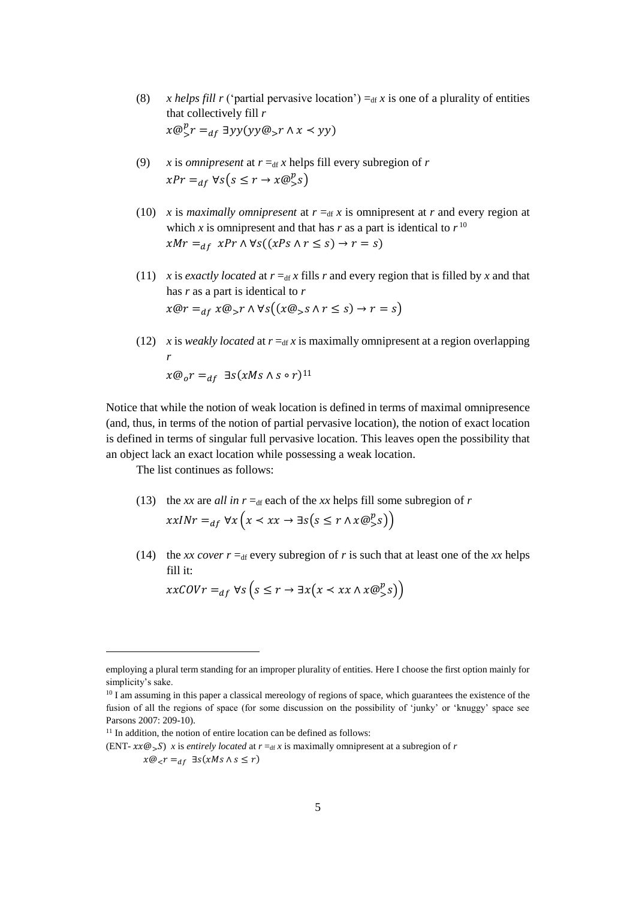(8) *x helps fill r* ('partial pervasive location') $=_{df}$ *x* is one of a plurality of entities that collectively fill *r*

$$x@^{p}_{>}r =_{df} \exists yy(yy@_{>}r \wedge x \prec yy)$$

(9) *x* is *omnipresent* at $r =_{df}$ *x* helps fill every subregion of *r*

$$xPr =_{df} \forall s\big(s \leq r \rightarrow x@^{p}_{>}s\big)$$

(10) *x* is *maximally omnipresent* at $r =_{df}$ *x* is omnipresent at *r* and every region at which *x* is omnipresent and that has *r* as a part is identical to *r* [10]

$$xMr =_{df} \; xPr \wedge \forall s((xPs \wedge r \leq s) \rightarrow r = s)$$

(11) *x* is *exactly located* at $r =_{df}$ *x* fills *r* and every region that is filled by *x* and that has *r* as a part is identical to *r*

$$x@r =_{df} x@_{>}r \wedge \forall s\big((x@_{>}s \wedge r \leq s) \rightarrow r = s\big)$$

(12) *x* is *weakly located* at $r =_{df}$ *x* is maximally omnipresent at a region overlapping *r*

$$x@_{o}r =_{df} \; \exists s(xMs \wedge s \circ r)$$ [11]

Notice that while the notion of weak location is defined in terms of maximal omnipresence (and, thus, in terms of the notion of partial pervasive location), the notion of exact location is defined in terms of singular full pervasive location. This leaves open the possibility that an object lack an exact location while possessing a weak location.

The list continues as follows:

(13) the *xx* are *all in* $r =_{df}$ each of the *xx* helps fill some subregion of *r*

$$xxINr =_{df} \forall x\left(x \prec xx \rightarrow \exists s\big(s \leq r \wedge x@^{p}_{>}s\big)\right)$$

(14) the *xx cover* $r =_{df}$ every subregion of *r* is such that at least one of the *xx* helps fill it:

$$xxCOVr =_{df} \forall s\left(s \leq r \rightarrow \exists x\big(x \prec xx \wedge x@^{p}_{>}s\big)\right)$$

---

employing a plural term standing for an improper plurality of entities. Here I choose the first option mainly for simplicity's sake.

[10] I am assuming in this paper a classical mereology of regions of space, which guarantees the existence of the fusion of all the regions of space (for some discussion on the possibility of 'junky' or 'knuggy' space see Parsons 2007: 209-10).

[11] In addition, the notion of entire location can be defined as follows:

(ENT- $xx@_{>}S$) *x* is *entirely located* at $r =_{df}$ *x* is maximally omnipresent at a subregion of *r*

$$x@_{<}r =_{df} \; \exists s(xMs \wedge s \leq r)$$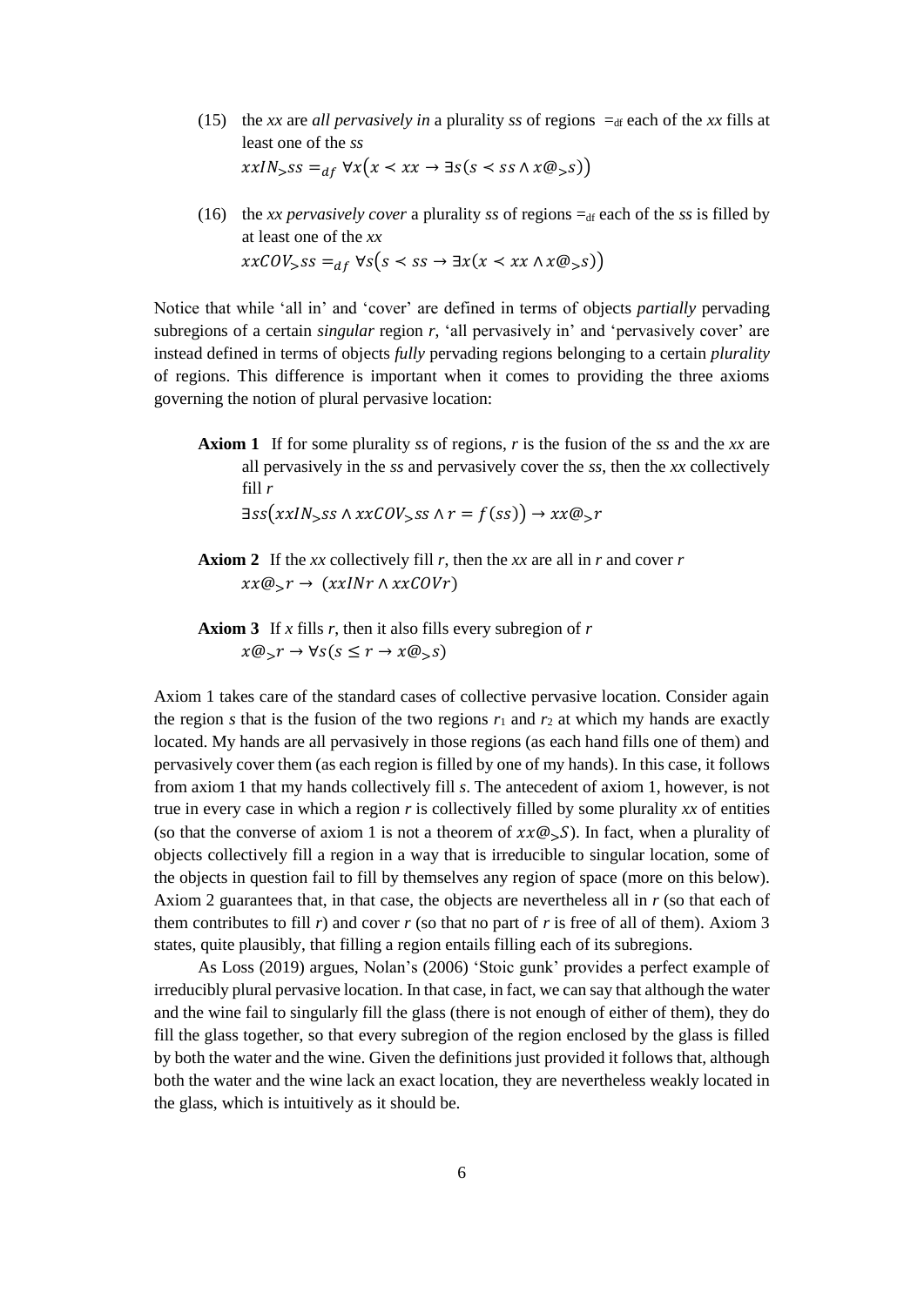(15) the *xx* are *all pervasively in* a plurality *ss* of regions $=_{df}$ each of the *xx* fills at least one of the *ss*

$$xxIN_{>}ss =_{df} \forall x\big(x \prec xx \rightarrow \exists s(s \prec ss \wedge x@_{>}s)\big)$$

(16) the *xx pervasively cover* a plurality *ss* of regions $=_{df}$ each of the *ss* is filled by at least one of the *xx*

$$xxCOV_{>}ss =_{df} \forall s\big(s \prec ss \rightarrow \exists x(x \prec xx \wedge x@_{>}s)\big)$$

Notice that while 'all in' and 'cover' are defined in terms of objects *partially* pervading subregions of a certain *singular* region *r*, 'all pervasively in' and 'pervasively cover' are instead defined in terms of objects *fully* pervading regions belonging to a certain *plurality* of regions. This difference is important when it comes to providing the three axioms governing the notion of plural pervasive location:

**Axiom 1** If for some plurality *ss* of regions, *r* is the fusion of the *ss* and the *xx* are all pervasively in the *ss* and pervasively cover the *ss*, then the *xx* collectively fill *r*

$$\exists ss\big(xxIN_{>}ss \wedge xxCOV_{>}ss \wedge r = f(ss)\big) \rightarrow xx@_{>}r$$

**Axiom 2** If the *xx* collectively fill *r*, then the *xx* are all in *r* and cover *r*

$$xx@_{>}r \rightarrow (xxINr \wedge xxCOVr)$$

**Axiom 3** If *x* fills *r*, then it also fills every subregion of *r*

$$x@_{>}r \rightarrow \forall s(s \leq r \rightarrow x@_{>}s)$$

Axiom 1 takes care of the standard cases of collective pervasive location. Consider again the region *s* that is the fusion of the two regions $r_1$ and $r_2$ at which my hands are exactly located. My hands are all pervasively in those regions (as each hand fills one of them) and pervasively cover them (as each region is filled by one of my hands). In this case, it follows from axiom 1 that my hands collectively fill *s*. The antecedent of axiom 1, however, is not true in every case in which a region *r* is collectively filled by some plurality *xx* of entities (so that the converse of axiom 1 is not a theorem of $xx@_{>}S$). In fact, when a plurality of objects collectively fill a region in a way that is irreducible to singular location, some of the objects in question fail to fill by themselves any region of space (more on this below). Axiom 2 guarantees that, in that case, the objects are nevertheless all in *r* (so that each of them contributes to fill *r*) and cover *r* (so that no part of *r* is free of all of them). Axiom 3 states, quite plausibly, that filling a region entails filling each of its subregions.

As Loss (2019) argues, Nolan's (2006) 'Stoic gunk' provides a perfect example of irreducibly plural pervasive location. In that case, in fact, we can say that although the water and the wine fail to singularly fill the glass (there is not enough of either of them), they do fill the glass together, so that every subregion of the region enclosed by the glass is filled by both the water and the wine. Given the definitions just provided it follows that, although both the water and the wine lack an exact location, they are nevertheless weakly located in the glass, which is intuitively as it should be.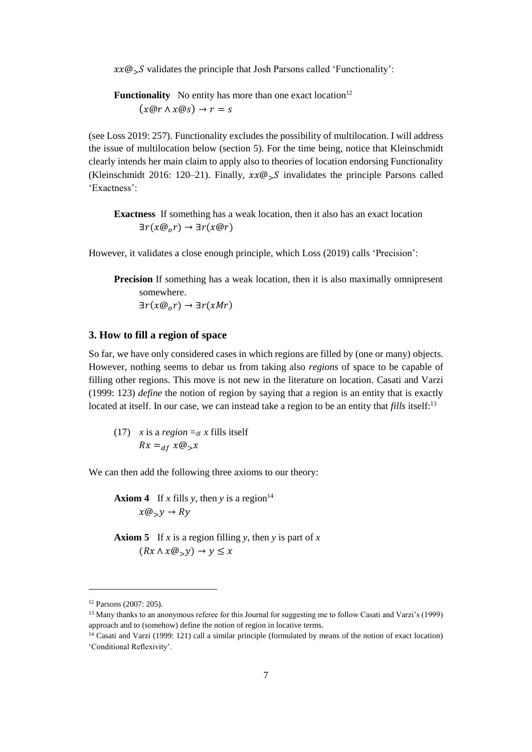$xx@_{>}S$ validates the principle that Josh Parsons called 'Functionality':

> **Functionality** No entity has more than one exact location[12]
> $(x@r \wedge x@s) \rightarrow r = s$

(see Loss 2019: 257). Functionality excludes the possibility of multilocation. I will address the issue of multilocation below (section 5). For the time being, notice that Kleinschmidt clearly intends her main claim to apply also to theories of location endorsing Functionality (Kleinschmidt 2016: 120–21). Finally, $xx@_{>}S$ invalidates the principle Parsons called 'Exactness':

> **Exactness** If something has a weak location, then it also has an exact location
> $\exists r(x@_{o}r) \rightarrow \exists r(x@r)$

However, it validates a close enough principle, which Loss (2019) calls 'Precision':

> **Precision** If something has a weak location, then it is also maximally omnipresent somewhere.
> $\exists r(x@_{o}r) \rightarrow \exists r(xMr)$

### 3. How to fill a region of space

So far, we have only considered cases in which regions are filled by (one or many) objects. However, nothing seems to debar us from taking also *regions* of space to be capable of filling other regions. This move is not new in the literature on location. Casati and Varzi (1999: 123) *define* the notion of region by saying that a region is an entity that is exactly located at itself. In our case, we can instead take a region to be an entity that *fills* itself:[13]

(17) *x* is a *region* $=_{\text{df}}$ *x* fills itself
$Rx =_{df} x@_{>}x$

We can then add the following three axioms to our theory:

> **Axiom 4** If *x* fills *y*, then *y* is a region[14]
> $x@_{>}y \rightarrow Ry$

> **Axiom 5** If *x* is a region filling *y*, then *y* is part of *x*
> $(Rx \wedge x@_{>}y) \rightarrow y \leq x$

---

[12] Parsons (2007: 205).

[13] Many thanks to an anonymous referee for this Journal for suggesting me to follow Casati and Varzi's (1999) approach and to (somehow) define the notion of region in locative terms.

[14] Casati and Varzi (1999: 121) call a similar principle (formulated by means of the notion of exact location) 'Conditional Reflexivity'.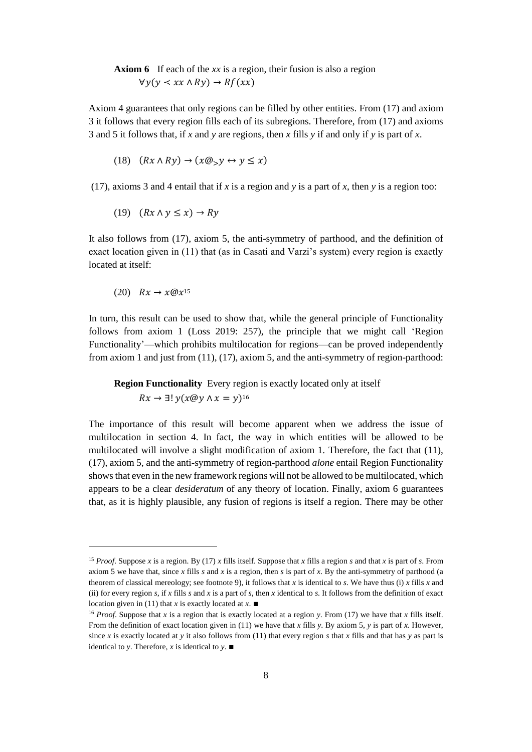**Axiom 6** If each of the *xx* is a region, their fusion is also a region

$$\forall y(y \prec xx \wedge Ry) \rightarrow Rf(xx)$$

Axiom 4 guarantees that only regions can be filled by other entities. From (17) and axiom 3 it follows that every region fills each of its subregions. Therefore, from (17) and axioms 3 and 5 it follows that, if *x* and *y* are regions, then *x* fills *y* if and only if *y* is part of *x*.

(18) $(Rx \wedge Ry) \rightarrow (x@_{>}y \leftrightarrow y \leq x)$

(17), axioms 3 and 4 entail that if *x* is a region and *y* is a part of *x*, then *y* is a region too:

(19) $(Rx \wedge y \leq x) \rightarrow Ry$

It also follows from (17), axiom 5, the anti-symmetry of parthood, and the definition of exact location given in (11) that (as in Casati and Varzi's system) every region is exactly located at itself:

(20) $Rx \rightarrow x@x$[15]

In turn, this result can be used to show that, while the general principle of Functionality follows from axiom 1 (Loss 2019: 257), the principle that we might call 'Region Functionality'—which prohibits multilocation for regions—can be proved independently from axiom 1 and just from (11), (17), axiom 5, and the anti-symmetry of region-parthood:

**Region Functionality** Every region is exactly located only at itself

$$Rx \rightarrow \exists! \, y(x@y \wedge x = y)$$[16]

The importance of this result will become apparent when we address the issue of multilocation in section 4. In fact, the way in which entities will be allowed to be multilocated will involve a slight modification of axiom 1. Therefore, the fact that (11), (17), axiom 5, and the anti-symmetry of region-parthood *alone* entail Region Functionality shows that even in the new framework regions will not be allowed to be multilocated, which appears to be a clear *desideratum* of any theory of location. Finally, axiom 6 guarantees that, as it is highly plausible, any fusion of regions is itself a region. There may be other

---

[15] *Proof*. Suppose *x* is a region. By (17) *x* fills itself. Suppose that *x* fills a region *s* and that *x* is part of *s*. From axiom 5 we have that, since *x* fills *s* and *x* is a region, then *s* is part of *x*. By the anti-symmetry of parthood (a theorem of classical mereology; see footnote 9), it follows that *x* is identical to *s*. We have thus (i) *x* fills *x* and (ii) for every region *s*, if *x* fills *s* and *x* is a part of *s*, then *x* identical to *s*. It follows from the definition of exact location given in (11) that *x* is exactly located at *x*. ■

[16] *Proof*. Suppose that *x* is a region that is exactly located at a region *y*. From (17) we have that *x* fills itself. From the definition of exact location given in (11) we have that *x* fills *y*. By axiom 5, *y* is part of *x*. However, since *x* is exactly located at *y* it also follows from (11) that every region *s* that *x* fills and that has *y* as part is identical to *y*. Therefore, *x* is identical to *y*. ■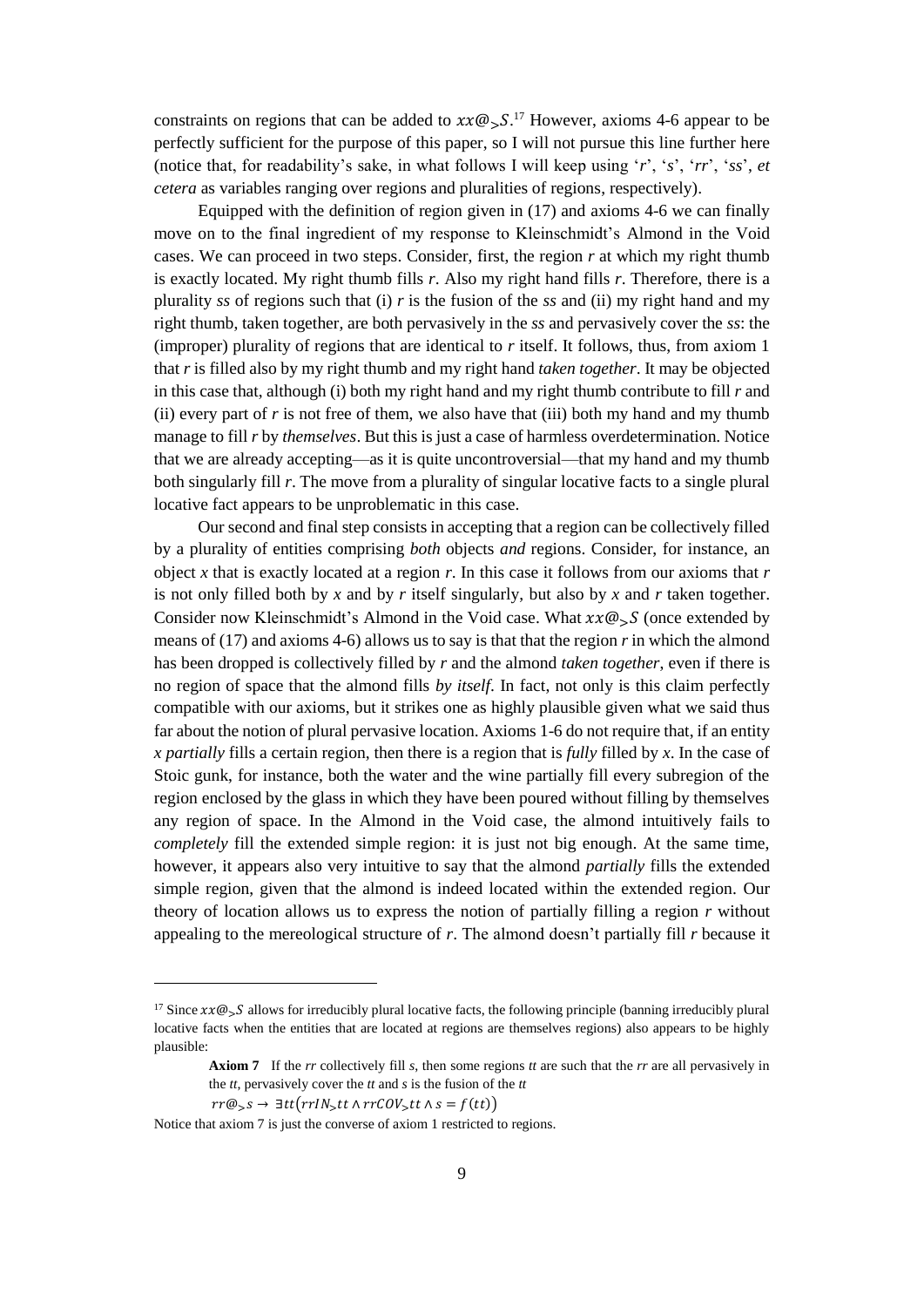constraints on regions that can be added to $xx@_{>}S$.[17] However, axioms 4-6 appear to be perfectly sufficient for the purpose of this paper, so I will not pursue this line further here (notice that, for readability's sake, in what follows I will keep using '*r*', '*s*', '*rr*', '*ss*', *et cetera* as variables ranging over regions and pluralities of regions, respectively).

Equipped with the definition of region given in (17) and axioms 4-6 we can finally move on to the final ingredient of my response to Kleinschmidt's Almond in the Void cases. We can proceed in two steps. Consider, first, the region *r* at which my right thumb is exactly located. My right thumb fills *r*. Also my right hand fills *r*. Therefore, there is a plurality *ss* of regions such that (i) *r* is the fusion of the *ss* and (ii) my right hand and my right thumb, taken together, are both pervasively in the *ss* and pervasively cover the *ss*: the (improper) plurality of regions that are identical to *r* itself. It follows, thus, from axiom 1 that *r* is filled also by my right thumb and my right hand *taken together*. It may be objected in this case that, although (i) both my right hand and my right thumb contribute to fill *r* and (ii) every part of *r* is not free of them, we also have that (iii) both my hand and my thumb manage to fill *r* by *themselves*. But this is just a case of harmless overdetermination. Notice that we are already accepting—as it is quite uncontroversial—that my hand and my thumb both singularly fill *r*. The move from a plurality of singular locative facts to a single plural locative fact appears to be unproblematic in this case.

Our second and final step consists in accepting that a region can be collectively filled by a plurality of entities comprising *both* objects *and* regions. Consider, for instance, an object *x* that is exactly located at a region *r*. In this case it follows from our axioms that *r* is not only filled both by *x* and by *r* itself singularly, but also by *x* and *r* taken together. Consider now Kleinschmidt's Almond in the Void case. What $xx@_{>}S$ (once extended by means of (17) and axioms 4-6) allows us to say is that the region *r* in which the almond has been dropped is collectively filled by *r* and the almond *taken together*, even if there is no region of space that the almond fills *by itself*. In fact, not only is this claim perfectly compatible with our axioms, but it strikes one as highly plausible given what we said thus far about the notion of plural pervasive location. Axioms 1-6 do not require that, if an entity *x partially* fills a certain region, then there is a region that is *fully* filled by *x*. In the case of Stoic gunk, for instance, both the water and the wine partially fill every subregion of the region enclosed by the glass in which they have been poured without filling by themselves any region of space. In the Almond in the Void case, the almond intuitively fails to *completely* fill the extended simple region: it is just not big enough. At the same time, however, it appears also very intuitive to say that the almond *partially* fills the extended simple region, given that the almond is indeed located within the extended region. Our theory of location allows us to express the notion of partially filling a region *r* without appealing to the mereological structure of *r*. The almond doesn't partially fill *r* because it

---

[17] Since $xx@_{>}S$ allows for irreducibly plural locative facts, the following principle (banning irreducibly plural locative facts when the entities that are located at regions are themselves regions) also appears to be highly plausible:

> **Axiom 7** If the *rr* collectively fill *s*, then some regions *tt* are such that the *rr* are all pervasively in the *tt*, pervasively cover the *tt* and *s* is the fusion of the *tt*
>
> $rr@_{>}s \rightarrow \exists tt(rrIN_{>}tt \wedge rrCOV_{>}tt \wedge s = f(tt))$

Notice that axiom 7 is just the converse of axiom 1 restricted to regions.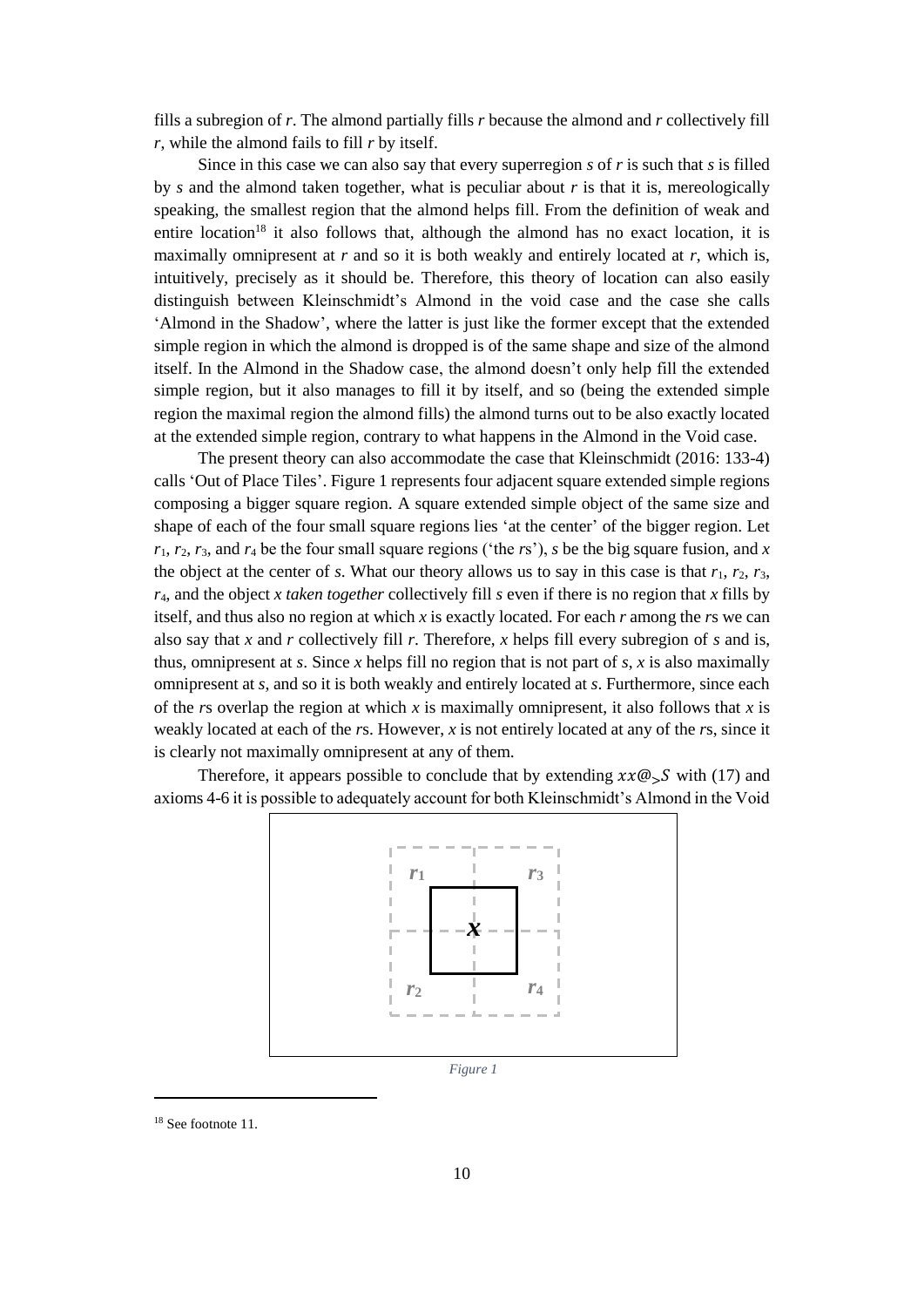fills a subregion of *r*. The almond partially fills *r* because the almond and *r* collectively fill *r*, while the almond fails to fill *r* by itself.

Since in this case we can also say that every superregion *s* of *r* is such that *s* is filled by *s* and the almond taken together, what is peculiar about *r* is that it is, mereologically speaking, the smallest region that the almond helps fill. From the definition of weak and entire location[18] it also follows that, although the almond has no exact location, it is maximally omnipresent at *r* and so it is both weakly and entirely located at *r*, which is, intuitively, precisely as it should be. Therefore, this theory of location can also easily distinguish between Kleinschmidt's Almond in the void case and the case she calls 'Almond in the Shadow', where the latter is just like the former except that the extended simple region in which the almond is dropped is of the same shape and size of the almond itself. In the Almond in the Shadow case, the almond doesn't only help fill the extended simple region, but it also manages to fill it by itself, and so (being the extended simple region the maximal region the almond fills) the almond turns out to be also exactly located at the extended simple region, contrary to what happens in the Almond in the Void case.

The present theory can also accommodate the case that Kleinschmidt (2016: 133-4) calls 'Out of Place Tiles'. Figure 1 represents four adjacent square extended simple regions composing a bigger square region. A square extended simple object of the same size and shape of each of the four small square regions lies 'at the center' of the bigger region. Let $r_1$, $r_2$, $r_3$, and $r_4$ be the four small square regions ('the *r*s'), *s* be the big square fusion, and *x* the object at the center of *s*. What our theory allows us to say in this case is that $r_1$, $r_2$, $r_3$, $r_4$, and the object *x taken together* collectively fill *s* even if there is no region that *x* fills by itself, and thus also no region at which *x* is exactly located. For each *r* among the *r*s we can also say that *x* and *r* collectively fill *r*. Therefore, *x* helps fill every subregion of *s* and is, thus, omnipresent at *s*. Since *x* helps fill no region that is not part of *s*, *x* is also maximally omnipresent at *s*, and so it is both weakly and entirely located at *s*. Furthermore, since each of the *r*s overlap the region at which *x* is maximally omnipresent, it also follows that *x* is weakly located at each of the *r*s. However, *x* is not entirely located at any of the *r*s, since it is clearly not maximally omnipresent at any of them.

Therefore, it appears possible to conclude that by extending $xx@_{>}S$ with (17) and axioms 4-6 it is possible to adequately account for both Kleinschmidt's Almond in the Void

*Figure 1*

[18] See footnote 11.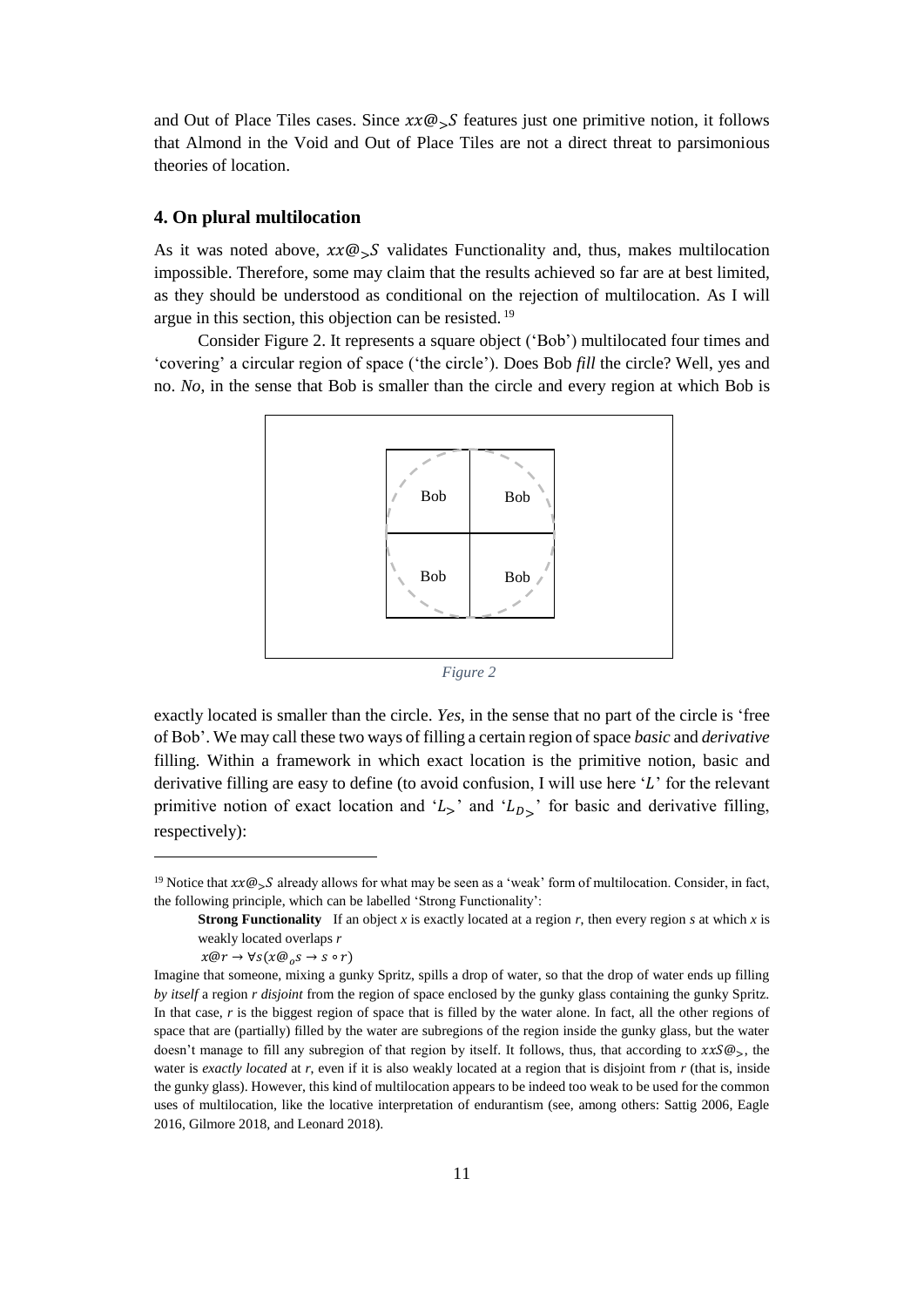and Out of Place Tiles cases. Since $xx@_{>}S$ features just one primitive notion, it follows that Almond in the Void and Out of Place Tiles are not a direct threat to parsimonious theories of location.

## 4. On plural multilocation

As it was noted above, $xx@_{>}S$ validates Functionality and, thus, makes multilocation impossible. Therefore, some may claim that the results achieved so far are at best limited, as they should be understood as conditional on the rejection of multilocation. As I will argue in this section, this objection can be resisted.[19]

Consider Figure 2. It represents a square object ('Bob') multilocated four times and 'covering' a circular region of space ('the circle'). Does Bob *fill* the circle? Well, yes and no. *No*, in the sense that Bob is smaller than the circle and every region at which Bob is exactly located is smaller than the circle. *Yes*, in the sense that no part of the circle is 'free of Bob'. We may call these two ways of filling a certain region of space *basic* and *derivative* filling. Within a framework in which exact location is the primitive notion, basic and derivative filling are easy to define (to avoid confusion, I will use here '$L$' for the relevant primitive notion of exact location and '$L_{>}$' and '$L_{D_{>}}$' for basic and derivative filling, respectively):

*Figure 2*

[19] Notice that $xx@_{>}S$ already allows for what may be seen as a 'weak' form of multilocation. Consider, in fact, the following principle, which can be labelled 'Strong Functionality':

> **Strong Functionality** If an object *x* is exactly located at a region *r*, then every region *s* at which *x* is weakly located overlaps *r*
>
> $x@r \rightarrow \forall s(x@_{o}s \rightarrow s \circ r)$

Imagine that someone, mixing a gunky Spritz, spills a drop of water, so that the drop of water ends up filling *by itself* a region *r disjoint* from the region of space enclosed by the gunky glass containing the gunky Spritz. In that case, *r* is the biggest region of space that is filled by the water alone. In fact, all the other regions of space that are (partially) filled by the water are subregions of the region inside the gunky glass, but the water doesn't manage to fill any subregion of that region by itself. It follows, thus, that according to $xxS@_{>}$, the water is *exactly located* at *r*, even if it is also weakly located at a region that is disjoint from *r* (that is, inside the gunky glass). However, this kind of multilocation appears to be indeed too weak to be used for the common uses of multilocation, like the locative interpretation of endurantism (see, among others: Sattig 2006, Eagle 2016, Gilmore 2018, and Leonard 2018).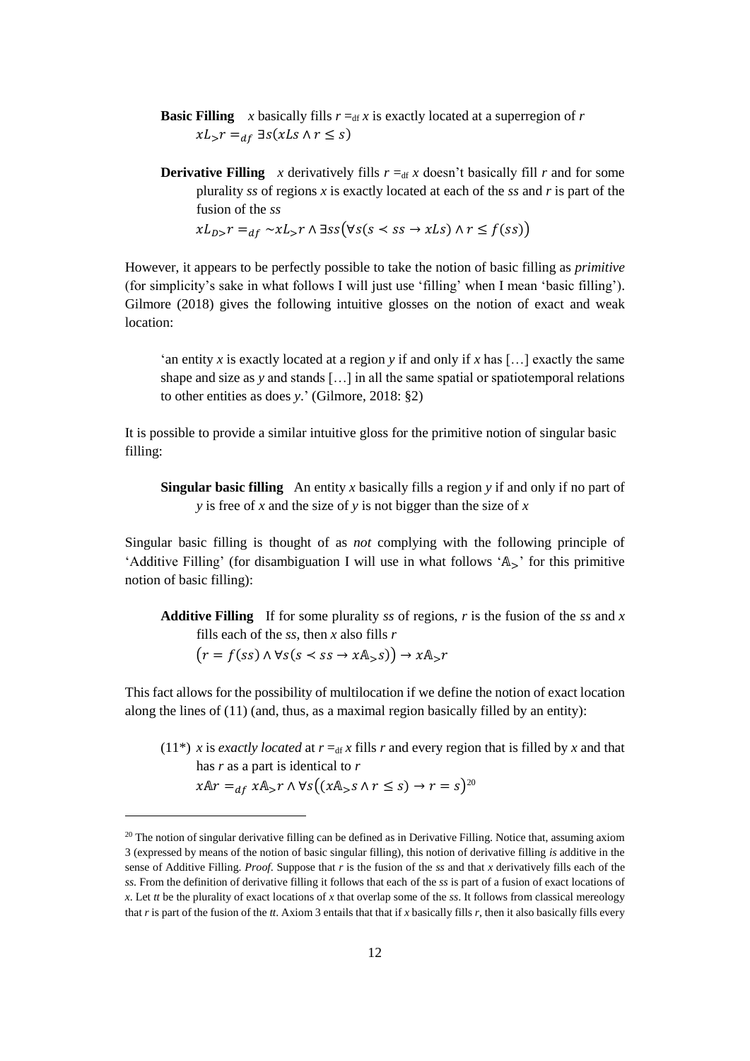**Basic Filling** *x* basically fills $r =_{df}$ *x* is exactly located at a superregion of *r*

$$xL_{>}r =_{df} \exists s(xLs \wedge r \leq s)$$

**Derivative Filling** *x* derivatively fills $r =_{df}$ *x* doesn't basically fill *r* and for some plurality *ss* of regions *x* is exactly located at each of the *ss* and *r* is part of the fusion of the *ss*

$$xL_{D>}r =_{df} \sim xL_{>}r \wedge \exists ss\big(\forall s(s \prec ss \rightarrow xLs) \wedge r \leq f(ss)\big)$$

However, it appears to be perfectly possible to take the notion of basic filling as *primitive* (for simplicity's sake in what follows I will just use 'filling' when I mean 'basic filling'). Gilmore (2018) gives the following intuitive glosses on the notion of exact and weak location:

> 'an entity *x* is exactly located at a region *y* if and only if *x* has […] exactly the same shape and size as *y* and stands […] in all the same spatial or spatiotemporal relations to other entities as does *y*.' (Gilmore, 2018: §2)

It is possible to provide a similar intuitive gloss for the primitive notion of singular basic filling:

> **Singular basic filling** An entity *x* basically fills a region *y* if and only if no part of *y* is free of *x* and the size of *y* is not bigger than the size of *x*

Singular basic filling is thought of as *not* complying with the following principle of 'Additive Filling' (for disambiguation I will use in what follows '$\mathbb{A}_{>}$' for this primitive notion of basic filling):

> **Additive Filling** If for some plurality *ss* of regions, *r* is the fusion of the *ss* and *x* fills each of the *ss*, then *x* also fills *r*
>
> $$\big(r = f(ss) \wedge \forall s(s \prec ss \rightarrow x\mathbb{A}_{>}s)\big) \rightarrow x\mathbb{A}_{>}r$$

This fact allows for the possibility of multilocation if we define the notion of exact location along the lines of (11) (and, thus, as a maximal region basically filled by an entity):

> (11\*) *x* is *exactly located* at $r =_{df}$ *x* fills *r* and every region that is filled by *x* and that has *r* as a part is identical to *r*
>
> $$x\mathbb{A}r =_{df} x\mathbb{A}_{>}r \wedge \forall s\big((x\mathbb{A}_{>}s \wedge r \leq s) \rightarrow r = s\big)$$[20]

[20] The notion of singular derivative filling can be defined as in Derivative Filling. Notice that, assuming axiom 3 (expressed by means of the notion of basic singular filling), this notion of derivative filling *is* additive in the sense of Additive Filling. *Proof.* Suppose that *r* is the fusion of the *ss* and that *x* derivatively fills each of the *ss*. From the definition of derivative filling it follows that each of the *ss* is part of a fusion of exact locations of *x*. Let *tt* be the plurality of exact locations of *x* that overlap some of the *ss*. It follows from classical mereology that *r* is part of the fusion of the *tt*. Axiom 3 entails that that if *x* basically fills *r*, then it also basically fills every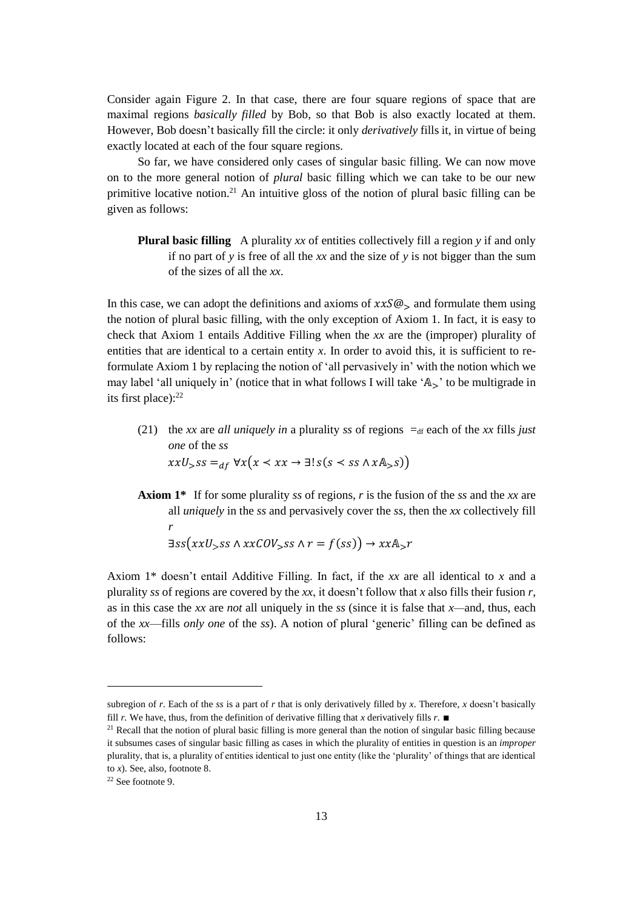Consider again Figure 2. In that case, there are four square regions of space that are maximal regions *basically filled* by Bob, so that Bob is also exactly located at them. However, Bob doesn't basically fill the circle: it only *derivatively* fills it, in virtue of being exactly located at each of the four square regions.

So far, we have considered only cases of singular basic filling. We can now move on to the more general notion of *plural* basic filling which we can take to be our new primitive locative notion.[21] An intuitive gloss of the notion of plural basic filling can be given as follows:

> **Plural basic filling** A plurality *xx* of entities collectively fill a region *y* if and only if no part of *y* is free of all the *xx* and the size of *y* is not bigger than the sum of the sizes of all the *xx*.

In this case, we can adopt the definitions and axioms of $xxS@_{>}$ and formulate them using the notion of plural basic filling, with the only exception of Axiom 1. In fact, it is easy to check that Axiom 1 entails Additive Filling when the *xx* are the (improper) plurality of entities that are identical to a certain entity *x*. In order to avoid this, it is sufficient to re-formulate Axiom 1 by replacing the notion of 'all pervasively in' with the notion which we may label 'all uniquely in' (notice that in what follows I will take '$\mathbb{A}_{>}$' to be multigrade in its first place):[22]

(21) the *xx* are *all uniquely in* a plurality *ss* of regions $=_{\text{df}}$ each of the *xx* fills *just one* of the *ss*
$xxU_{>}ss =_{df} \forall x\big(x \prec xx \rightarrow \exists! s(s \prec ss \wedge x\mathbb{A}_{>}s)\big)$

> **Axiom 1*** If for some plurality *ss* of regions, *r* is the fusion of the *ss* and the *xx* are all *uniquely* in the *ss* and pervasively cover the *ss*, then the *xx* collectively fill *r*
> $\exists ss\big(xxU_{>}ss \wedge xxCOV_{>}ss \wedge r = f(ss)\big) \rightarrow xx\mathbb{A}_{>}r$

Axiom 1* doesn't entail Additive Filling. In fact, if the *xx* are all identical to *x* and a plurality *ss* of regions are covered by the *xx*, it doesn't follow that *x* also fills their fusion *r*, as in this case the *xx* are *not* all uniquely in the *ss* (since it is false that *x*—and, thus, each of the *xx*—fills *only one* of the *ss*). A notion of plural 'generic' filling can be defined as follows:

---

subregion of *r*. Each of the *ss* is a part of *r* that is only derivatively filled by *x*. Therefore, *x* doesn't basically fill *r*. We have, thus, from the definition of derivative filling that *x* derivatively fills *r*. ■

[21] Recall that the notion of plural basic filling is more general than the notion of singular basic filling because it subsumes cases of singular basic filling as cases in which the plurality of entities in question is an *improper* plurality, that is, a plurality of entities identical to just one entity (like the 'plurality' of things that are identical to *x*). See, also, footnote 8.

[22] See footnote 9.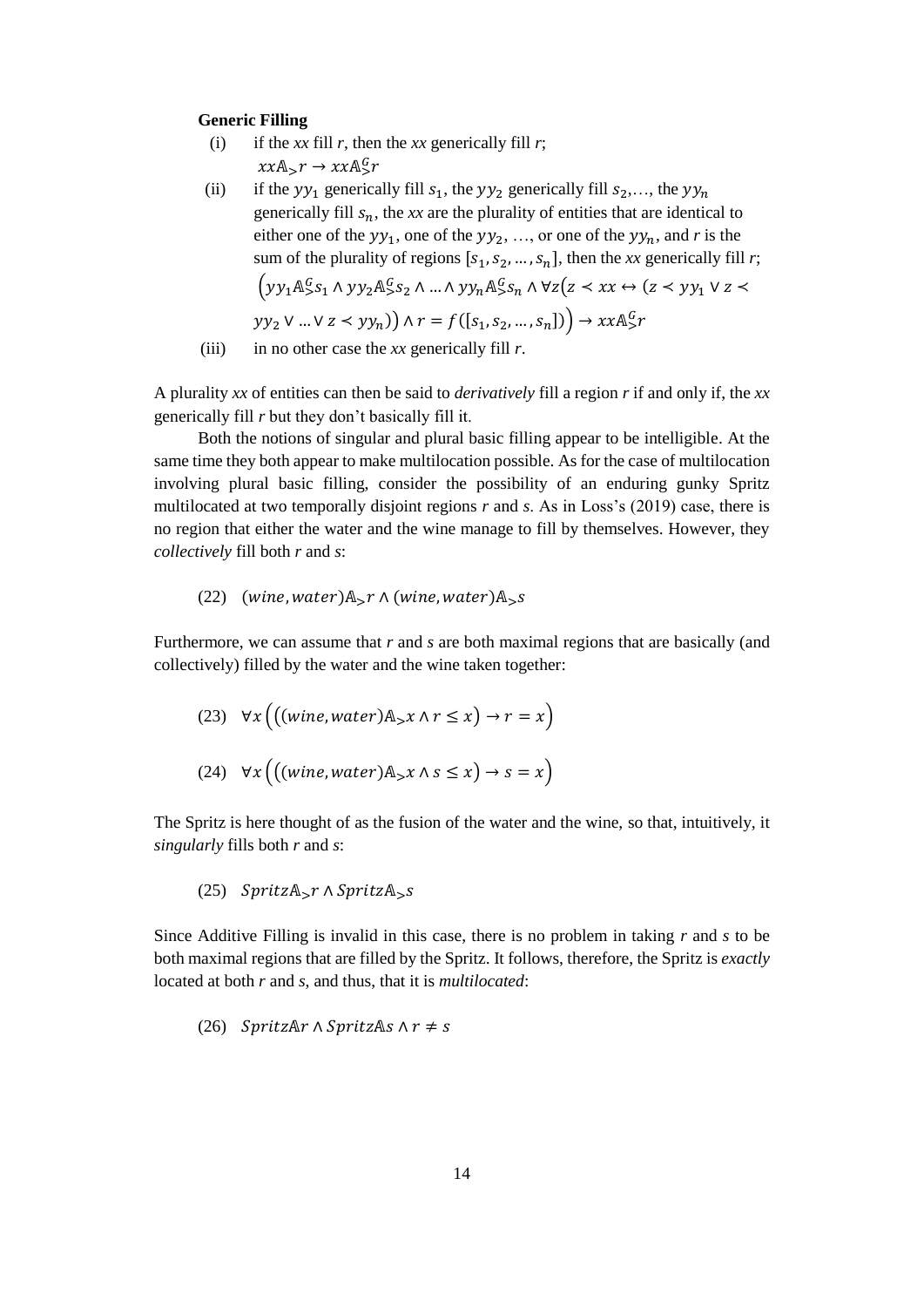**Generic Filling**

(i) if the *xx* fill *r*, then the *xx* generically fill *r*;
$xx\mathbb{A}_{>}r \rightarrow xx\mathbb{A}_{>}^{G}r$

(ii) if the $yy_1$ generically fill $s_1$, the $yy_2$ generically fill $s_2$,…, the $yy_n$ generically fill $s_n$, the *xx* are the plurality of entities that are identical to either one of the $yy_1$, one of the $yy_2$, …, or one of the $yy_n$, and *r* is the sum of the plurality of regions $[s_1, s_2, \ldots, s_n]$, then the *xx* generically fill *r*;
$\left(yy_1\mathbb{A}_{>}^{G}s_1 \wedge yy_2\mathbb{A}_{>}^{G}s_2 \wedge \ldots \wedge yy_n\mathbb{A}_{>}^{G}s_n \wedge \forall z\left(z \prec xx \leftrightarrow (z \prec yy_1 \vee z \prec yy_2 \vee \ldots \vee z \prec yy_n)\right) \wedge r = f([s_1, s_2, \ldots, s_n])\right) \rightarrow xx\mathbb{A}_{>}^{G}r$

(iii) in no other case the *xx* generically fill *r*.

A plurality *xx* of entities can then be said to *derivatively* fill a region *r* if and only if, the *xx* generically fill *r* but they don't basically fill it.

Both the notions of singular and plural basic filling appear to be intelligible. At the same time they both appear to make multilocation possible. As for the case of multilocation involving plural basic filling, consider the possibility of an enduring gunky Spritz multilocated at two temporally disjoint regions *r* and *s*. As in Loss's (2019) case, there is no region that either the water and the wine manage to fill by themselves. However, they *collectively* fill both *r* and *s*:

(22) $(wine, water)\mathbb{A}_{>}r \wedge (wine, water)\mathbb{A}_{>}s$

Furthermore, we can assume that *r* and *s* are both maximal regions that are basically (and collectively) filled by the water and the wine taken together:

(23) $\forall x\left(\left((wine, water)\mathbb{A}_{>}x \wedge r \leq x\right) \rightarrow r = x\right)$

(24) $\forall x\left(\left((wine, water)\mathbb{A}_{>}x \wedge s \leq x\right) \rightarrow s = x\right)$

The Spritz is here thought of as the fusion of the water and the wine, so that, intuitively, it *singularly* fills both *r* and *s*:

(25) $Spritz\mathbb{A}_{>}r \wedge Spritz\mathbb{A}_{>}s$

Since Additive Filling is invalid in this case, there is no problem in taking *r* and *s* to be both maximal regions that are filled by the Spritz. It follows, therefore, the Spritz is *exactly* located at both *r* and *s*, and thus, that it is *multilocated*:

(26) $Spritz\mathbb{A}r \wedge Spritz\mathbb{A}s \wedge r \neq s$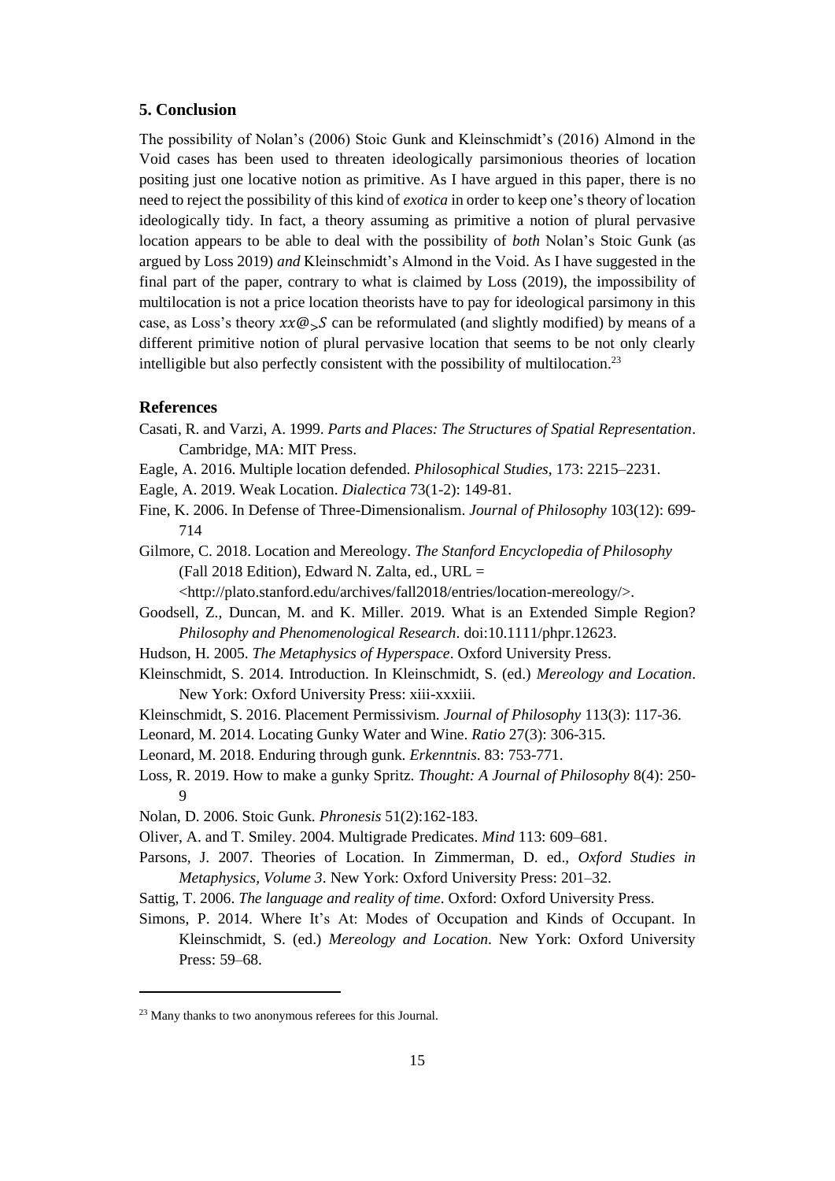## 5. Conclusion

The possibility of Nolan's (2006) Stoic Gunk and Kleinschmidt's (2016) Almond in the Void cases has been used to threaten ideologically parsimonious theories of location positing just one locative notion as primitive. As I have argued in this paper, there is no need to reject the possibility of this kind of *exotica* in order to keep one's theory of location ideologically tidy. In fact, a theory assuming as primitive a notion of plural pervasive location appears to be able to deal with the possibility of *both* Nolan's Stoic Gunk (as argued by Loss 2019) *and* Kleinschmidt's Almond in the Void. As I have suggested in the final part of the paper, contrary to what is claimed by Loss (2019), the impossibility of multilocation is not a price location theorists have to pay for ideological parsimony in this case, as Loss's theory $xx@_{>}S$ can be reformulated (and slightly modified) by means of a different primitive notion of plural pervasive location that seems to be not only clearly intelligible but also perfectly consistent with the possibility of multilocation.[23]

## References

Casati, R. and Varzi, A. 1999. *Parts and Places: The Structures of Spatial Representation*. Cambridge, MA: MIT Press.

Eagle, A. 2016. Multiple location defended. *Philosophical Studies*, 173: 2215–2231.

Eagle, A. 2019. Weak Location. *Dialectica* 73(1-2): 149-81.

Fine, K. 2006. In Defense of Three-Dimensionalism. *Journal of Philosophy* 103(12): 699-714

Gilmore, C. 2018. Location and Mereology. *The Stanford Encyclopedia of Philosophy* (Fall 2018 Edition), Edward N. Zalta, ed., URL = <http://plato.stanford.edu/archives/fall2018/entries/location-mereology/>.

Goodsell, Z., Duncan, M. and K. Miller. 2019. What is an Extended Simple Region? *Philosophy and Phenomenological Research*. doi:10.1111/phpr.12623.

Hudson, H. 2005. *The Metaphysics of Hyperspace*. Oxford University Press.

Kleinschmidt, S. 2014. Introduction. In Kleinschmidt, S. (ed.) *Mereology and Location*. New York: Oxford University Press: xiii-xxxiii.

Kleinschmidt, S. 2016. Placement Permissivism. *Journal of Philosophy* 113(3): 117-36.

Leonard, M. 2014. Locating Gunky Water and Wine. *Ratio* 27(3): 306-315.

Leonard, M. 2018. Enduring through gunk. *Erkenntnis*. 83: 753-771.

Loss, R. 2019. How to make a gunky Spritz. *Thought: A Journal of Philosophy* 8(4): 250-9

Nolan, D. 2006. Stoic Gunk. *Phronesis* 51(2):162-183.

Oliver, A. and T. Smiley. 2004. Multigrade Predicates. *Mind* 113: 609–681.

Parsons, J. 2007. Theories of Location. In Zimmerman, D. ed., *Oxford Studies in Metaphysics, Volume 3*. New York: Oxford University Press: 201–32.

Sattig, T. 2006. *The language and reality of time*. Oxford: Oxford University Press.

Simons, P. 2014. Where It's At: Modes of Occupation and Kinds of Occupant. In Kleinschmidt, S. (ed.) *Mereology and Location*. New York: Oxford University Press: 59–68.

---

[23] Many thanks to two anonymous referees for this Journal.